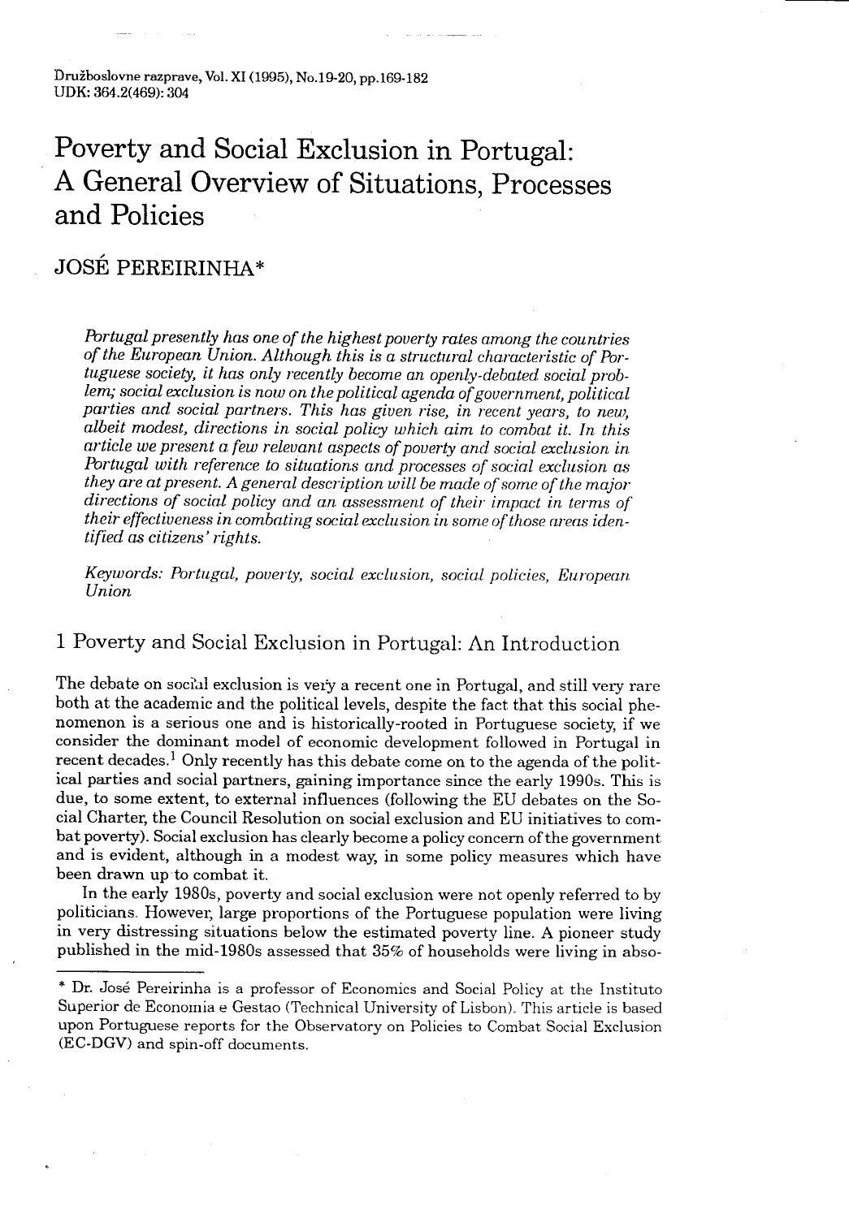Družboslovne razprave, Vol. XI (1995), No.19-20, pp.169-182
UDK: 364.2(469): 304

# Poverty and Social Exclusion in Portugal: A General Overview of Situations, Processes and Policies

JOSÉ PEREIRINHA*

*Portugal presently has one of the highest poverty rates among the countries of the European Union. Although this is a structural characteristic of Portuguese society, it has only recently become an openly-debated social problem; social exclusion is now on the political agenda of government, political parties and social partners. This has given rise, in recent years, to new, albeit modest, directions in social policy which aim to combat it. In this article we present a few relevant aspects of poverty and social exclusion in Portugal with reference to situations and processes of social exclusion as they are at present. A general description will be made of some of the major directions of social policy and an assessment of their impact in terms of their effectiveness in combating social exclusion in some of those areas identified as citizens' rights.*

*Keywords: Portugal, poverty, social exclusion, social policies, European Union*

## 1 Poverty and Social Exclusion in Portugal: An Introduction

The debate on social exclusion is very a recent one in Portugal, and still very rare both at the academic and the political levels, despite the fact that this social phenomenon is a serious one and is historically-rooted in Portuguese society, if we consider the dominant model of economic development followed in Portugal in recent decades.[1] Only recently has this debate come on to the agenda of the political parties and social partners, gaining importance since the early 1990s. This is due, to some extent, to external influences (following the EU debates on the Social Charter, the Council Resolution on social exclusion and EU initiatives to combat poverty). Social exclusion has clearly become a policy concern of the government and is evident, although in a modest way, in some policy measures which have been drawn up to combat it.

In the early 1980s, poverty and social exclusion were not openly referred to by politicians. However, large proportions of the Portuguese population were living in very distressing situations below the estimated poverty line. A pioneer study published in the mid-1980s assessed that 35% of households were living in abso-

---

* Dr. José Pereirinha is a professor of Economics and Social Policy at the Instituto Superior de Economia e Gestao (Technical University of Lisbon). This article is based upon Portuguese reports for the Observatory on Policies to Combat Social Exclusion (EC-DGV) and spin-off documents.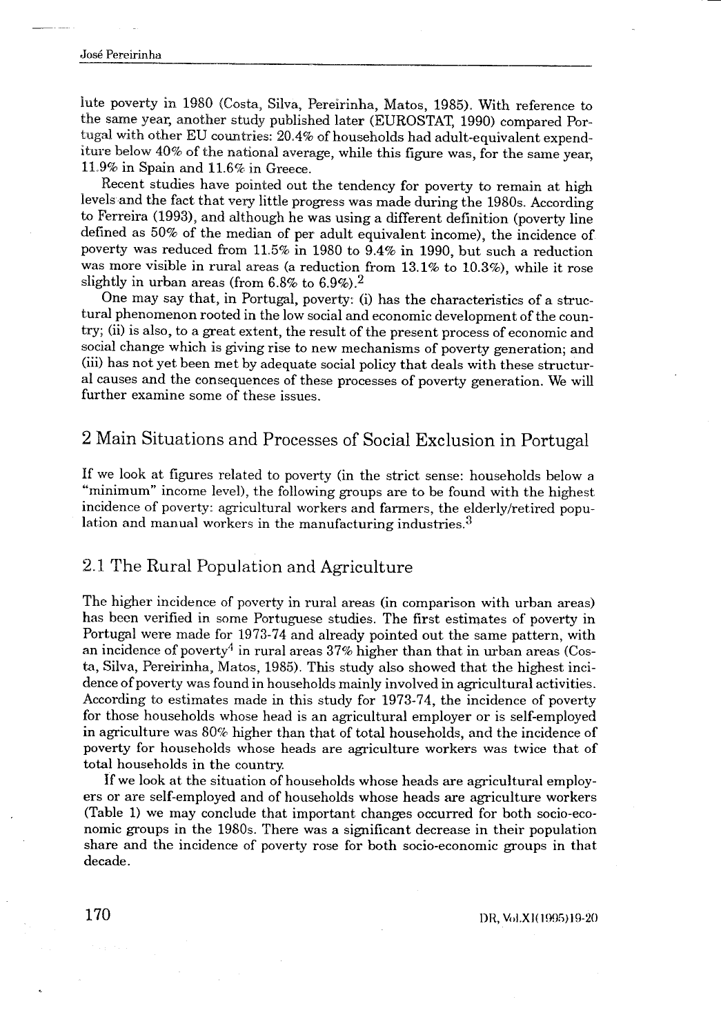lute poverty in 1980 (Costa, Silva, Pereirinha, Matos, 1985). With reference to the same year, another study published later (EUROSTAT, 1990) compared Portugal with other EU countries: 20.4% of households had adult-equivalent expenditure below 40% of the national average, while this figure was, for the same year, 11.9% in Spain and 11.6% in Greece.

Recent studies have pointed out the tendency for poverty to remain at high levels and the fact that very little progress was made during the 1980s. According to Ferreira (1993), and although he was using a different definition (poverty line defined as 50% of the median of per adult equivalent income), the incidence of poverty was reduced from 11.5% in 1980 to 9.4% in 1990, but such a reduction was more visible in rural areas (a reduction from 13.1% to 10.3%), while it rose slightly in urban areas (from 6.8% to 6.9%).[2]

One may say that, in Portugal, poverty: (i) has the characteristics of a structural phenomenon rooted in the low social and economic development of the country; (ii) is also, to a great extent, the result of the present process of economic and social change which is giving rise to new mechanisms of poverty generation; and (iii) has not yet been met by adequate social policy that deals with these structural causes and the consequences of these processes of poverty generation. We will further examine some of these issues.

## 2 Main Situations and Processes of Social Exclusion in Portugal

If we look at figures related to poverty (in the strict sense: households below a "minimum" income level), the following groups are to be found with the highest incidence of poverty: agricultural workers and farmers, the elderly/retired population and manual workers in the manufacturing industries.[3]

### 2.1 The Rural Population and Agriculture

The higher incidence of poverty in rural areas (in comparison with urban areas) has been verified in some Portuguese studies. The first estimates of poverty in Portugal were made for 1973-74 and already pointed out the same pattern, with an incidence of poverty[4] in rural areas 37% higher than that in urban areas (Costa, Silva, Pereirinha, Matos, 1985). This study also showed that the highest incidence of poverty was found in households mainly involved in agricultural activities. According to estimates made in this study for 1973-74, the incidence of poverty for those households whose head is an agricultural employer or is self-employed in agriculture was 80% higher than that of total households, and the incidence of poverty for households whose heads are agriculture workers was twice that of total households in the country.

If we look at the situation of households whose heads are agricultural employers or are self-employed and of households whose heads are agriculture workers (Table 1) we may conclude that important changes occurred for both socio-economic groups in the 1980s. There was a significant decrease in their population share and the incidence of poverty rose for both socio-economic groups in that decade.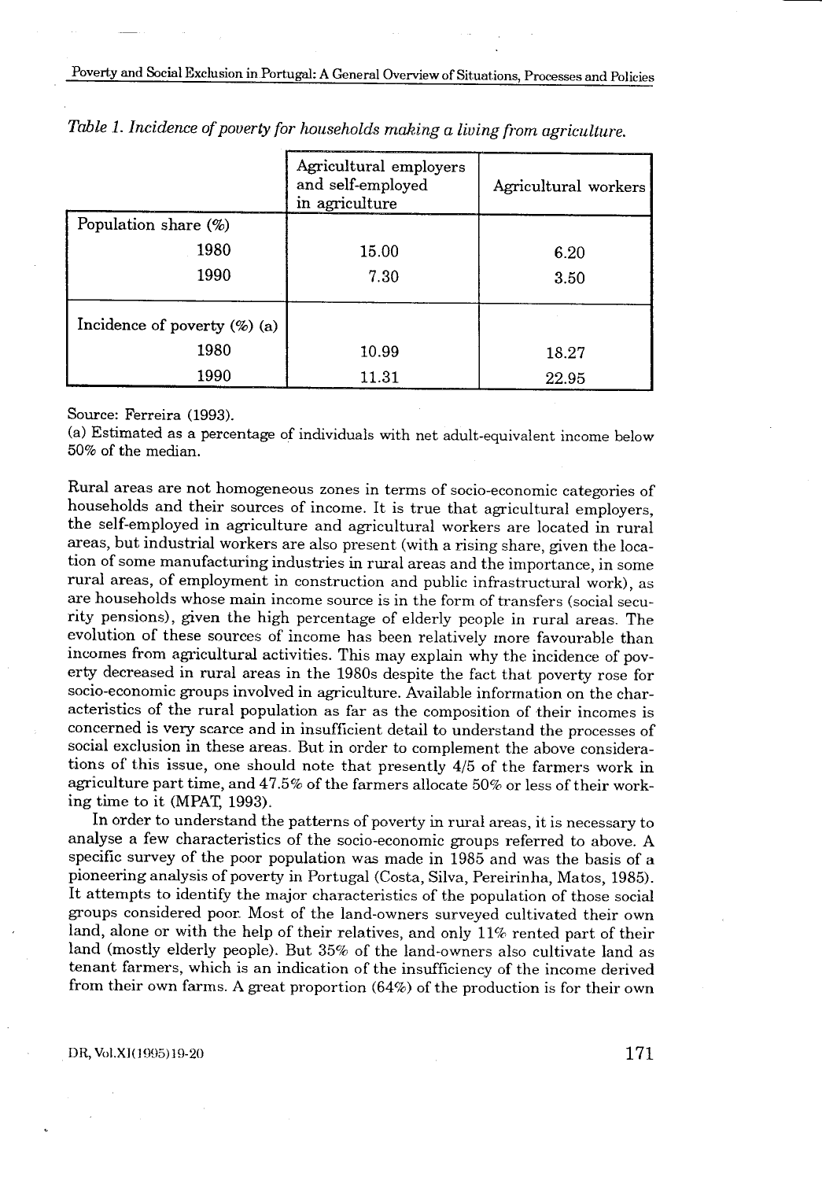*Table 1. Incidence of poverty for households making a living from agriculture.*

| | Agricultural employers and self-employed in agriculture | Agricultural workers |
|---|---|---|
| Population share (%) | | |
| 1980 | 15.00 | 6.20 |
| 1990 | 7.30 | 3.50 |
| Incidence of poverty (%) (a) | | |
| 1980 | 10.99 | 18.27 |
| 1990 | 11.31 | 22.95 |

Source: Ferreira (1993).

(a) Estimated as a percentage of individuals with net adult-equivalent income below 50% of the median.

Rural areas are not homogeneous zones in terms of socio-economic categories of households and their sources of income. It is true that agricultural employers, the self-employed in agriculture and agricultural workers are located in rural areas, but industrial workers are also present (with a rising share, given the location of some manufacturing industries in rural areas and the importance, in some rural areas, of employment in construction and public infrastructural work), as are households whose main income source is in the form of transfers (social security pensions), given the high percentage of elderly people in rural areas. The evolution of these sources of income has been relatively more favourable than incomes from agricultural activities. This may explain why the incidence of poverty decreased in rural areas in the 1980s despite the fact that poverty rose for socio-economic groups involved in agriculture. Available information on the characteristics of the rural population as far as the composition of their incomes is concerned is very scarce and in insufficient detail to understand the processes of social exclusion in these areas. But in order to complement the above considerations of this issue, one should note that presently 4/5 of the farmers work in agriculture part time, and 47.5% of the farmers allocate 50% or less of their working time to it (MPAT, 1993).

In order to understand the patterns of poverty in rural areas, it is necessary to analyse a few characteristics of the socio-economic groups referred to above. A specific survey of the poor population was made in 1985 and was the basis of a pioneering analysis of poverty in Portugal (Costa, Silva, Pereirinha, Matos, 1985). It attempts to identify the major characteristics of the population of those social groups considered poor. Most of the land-owners surveyed cultivated their own land, alone or with the help of their relatives, and only 11% rented part of their land (mostly elderly people). But 35% of the land-owners also cultivate land as tenant farmers, which is an indication of the insufficiency of the income derived from their own farms. A great proportion (64%) of the production is for their own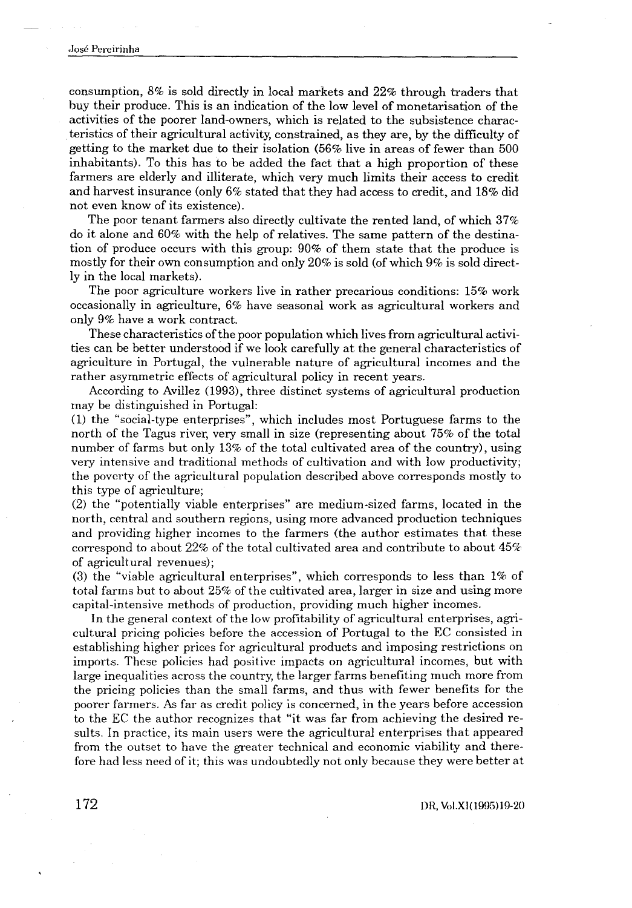consumption, 8% is sold directly in local markets and 22% through traders that buy their produce. This is an indication of the low level of monetarisation of the activities of the poorer land-owners, which is related to the subsistence characteristics of their agricultural activity, constrained, as they are, by the difficulty of getting to the market due to their isolation (56% live in areas of fewer than 500 inhabitants). To this has to be added the fact that a high proportion of these farmers are elderly and illiterate, which very much limits their access to credit and harvest insurance (only 6% stated that they had access to credit, and 18% did not even know of its existence).

The poor tenant farmers also directly cultivate the rented land, of which 37% do it alone and 60% with the help of relatives. The same pattern of the destination of produce occurs with this group: 90% of them state that the produce is mostly for their own consumption and only 20% is sold (of which 9% is sold directly in the local markets).

The poor agriculture workers live in rather precarious conditions: 15% work occasionally in agriculture, 6% have seasonal work as agricultural workers and only 9% have a work contract.

These characteristics of the poor population which lives from agricultural activities can be better understood if we look carefully at the general characteristics of agriculture in Portugal, the vulnerable nature of agricultural incomes and the rather asymmetric effects of agricultural policy in recent years.

According to Avillez (1993), three distinct systems of agricultural production may be distinguished in Portugal:

(1) the "social-type enterprises", which includes most Portuguese farms to the north of the Tagus river, very small in size (representing about 75% of the total number of farms but only 13% of the total cultivated area of the country), using very intensive and traditional methods of cultivation and with low productivity; the poverty of the agricultural population described above corresponds mostly to this type of agriculture;

(2) the "potentially viable enterprises" are medium-sized farms, located in the north, central and southern regions, using more advanced production techniques and providing higher incomes to the farmers (the author estimates that these correspond to about 22% of the total cultivated area and contribute to about 45% of agricultural revenues);

(3) the "viable agricultural enterprises", which corresponds to less than 1% of total farms but to about 25% of the cultivated area, larger in size and using more capital-intensive methods of production, providing much higher incomes.

In the general context of the low profitability of agricultural enterprises, agricultural pricing policies before the accession of Portugal to the EC consisted in establishing higher prices for agricultural products and imposing restrictions on imports. These policies had positive impacts on agricultural incomes, but with large inequalities across the country, the larger farms benefiting much more from the pricing policies than the small farms, and thus with fewer benefits for the poorer farmers. As far as credit policy is concerned, in the years before accession to the EC the author recognizes that "it was far from achieving the desired results. In practice, its main users were the agricultural enterprises that appeared from the outset to have the greater technical and economic viability and therefore had less need of it; this was undoubtedly not only because they were better at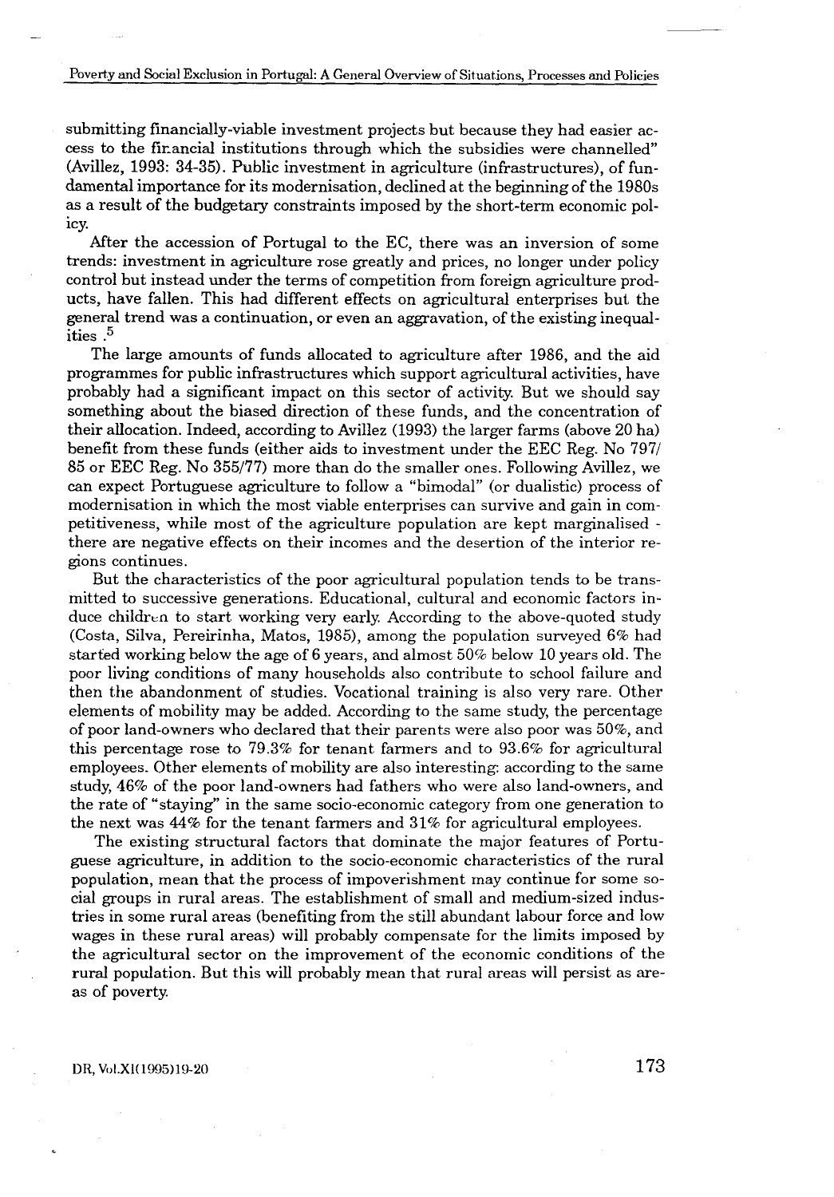submitting financially-viable investment projects but because they had easier access to the financial institutions through which the subsidies were channelled" (Avillez, 1993: 34-35). Public investment in agriculture (infrastructures), of fundamental importance for its modernisation, declined at the beginning of the 1980s as a result of the budgetary constraints imposed by the short-term economic policy.

After the accession of Portugal to the EC, there was an inversion of some trends: investment in agriculture rose greatly and prices, no longer under policy control but instead under the terms of competition from foreign agriculture products, have fallen. This had different effects on agricultural enterprises but the general trend was a continuation, or even an aggravation, of the existing inequalities.[5]

The large amounts of funds allocated to agriculture after 1986, and the aid programmes for public infrastructures which support agricultural activities, have probably had a significant impact on this sector of activity. But we should say something about the biased direction of these funds, and the concentration of their allocation. Indeed, according to Avillez (1993) the larger farms (above 20 ha) benefit from these funds (either aids to investment under the EEC Reg. No 797/85 or EEC Reg. No 355/77) more than do the smaller ones. Following Avillez, we can expect Portuguese agriculture to follow a "bimodal" (or dualistic) process of modernisation in which the most viable enterprises can survive and gain in competitiveness, while most of the agriculture population are kept marginalised - there are negative effects on their incomes and the desertion of the interior regions continues.

But the characteristics of the poor agricultural population tends to be transmitted to successive generations. Educational, cultural and economic factors induce children to start working very early. According to the above-quoted study (Costa, Silva, Pereirinha, Matos, 1985), among the population surveyed 6% had started working below the age of 6 years, and almost 50% below 10 years old. The poor living conditions of many households also contribute to school failure and then the abandonment of studies. Vocational training is also very rare. Other elements of mobility may be added. According to the same study, the percentage of poor land-owners who declared that their parents were also poor was 50%, and this percentage rose to 79.3% for tenant farmers and to 93.6% for agricultural employees. Other elements of mobility are also interesting: according to the same study, 46% of the poor land-owners had fathers who were also land-owners, and the rate of "staying" in the same socio-economic category from one generation to the next was 44% for the tenant farmers and 31% for agricultural employees.

The existing structural factors that dominate the major features of Portuguese agriculture, in addition to the socio-economic characteristics of the rural population, mean that the process of impoverishment may continue for some social groups in rural areas. The establishment of small and medium-sized industries in some rural areas (benefiting from the still abundant labour force and low wages in these rural areas) will probably compensate for the limits imposed by the agricultural sector on the improvement of the economic conditions of the rural population. But this will probably mean that rural areas will persist as areas of poverty.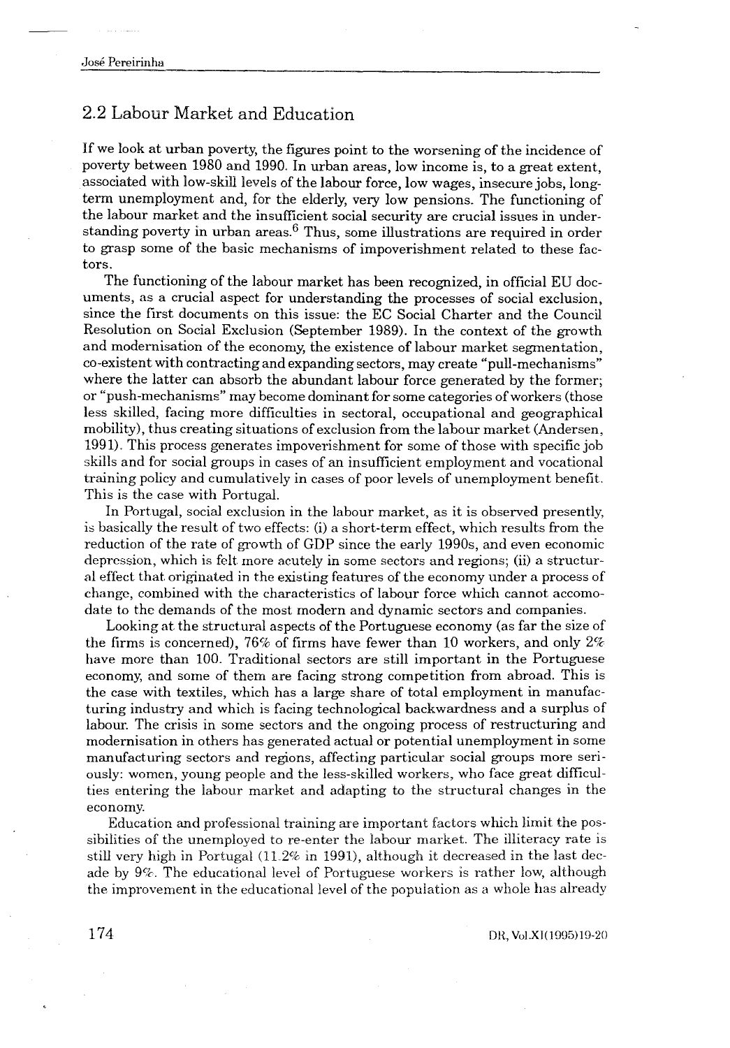## 2.2 Labour Market and Education

If we look at urban poverty, the figures point to the worsening of the incidence of poverty between 1980 and 1990. In urban areas, low income is, to a great extent, associated with low-skill levels of the labour force, low wages, insecure jobs, long-term unemployment and, for the elderly, very low pensions. The functioning of the labour market and the insufficient social security are crucial issues in understanding poverty in urban areas.[6] Thus, some illustrations are required in order to grasp some of the basic mechanisms of impoverishment related to these factors.

The functioning of the labour market has been recognized, in official EU documents, as a crucial aspect for understanding the processes of social exclusion, since the first documents on this issue: the EC Social Charter and the Council Resolution on Social Exclusion (September 1989). In the context of the growth and modernisation of the economy, the existence of labour market segmentation, co-existent with contracting and expanding sectors, may create "pull-mechanisms" where the latter can absorb the abundant labour force generated by the former; or "push-mechanisms" may become dominant for some categories of workers (those less skilled, facing more difficulties in sectoral, occupational and geographical mobility), thus creating situations of exclusion from the labour market (Andersen, 1991). This process generates impoverishment for some of those with specific job skills and for social groups in cases of an insufficient employment and vocational training policy and cumulatively in cases of poor levels of unemployment benefit. This is the case with Portugal.

In Portugal, social exclusion in the labour market, as it is observed presently, is basically the result of two effects: (i) a short-term effect, which results from the reduction of the rate of growth of GDP since the early 1990s, and even economic depression, which is felt more acutely in some sectors and regions; (ii) a structural effect that originated in the existing features of the economy under a process of change, combined with the characteristics of labour force which cannot accomodate to the demands of the most modern and dynamic sectors and companies.

Looking at the structural aspects of the Portuguese economy (as far the size of the firms is concerned), 76% of firms have fewer than 10 workers, and only 2% have more than 100. Traditional sectors are still important in the Portuguese economy, and some of them are facing strong competition from abroad. This is the case with textiles, which has a large share of total employment in manufacturing industry and which is facing technological backwardness and a surplus of labour. The crisis in some sectors and the ongoing process of restructuring and modernisation in others has generated actual or potential unemployment in some manufacturing sectors and regions, affecting particular social groups more seriously: women, young people and the less-skilled workers, who face great difficulties entering the labour market and adapting to the structural changes in the economy.

Education and professional training are important factors which limit the possibilities of the unemployed to re-enter the labour market. The illiteracy rate is still very high in Portugal (11.2% in 1991), although it decreased in the last decade by 9%. The educational level of Portuguese workers is rather low, although the improvement in the educational level of the population as a whole has already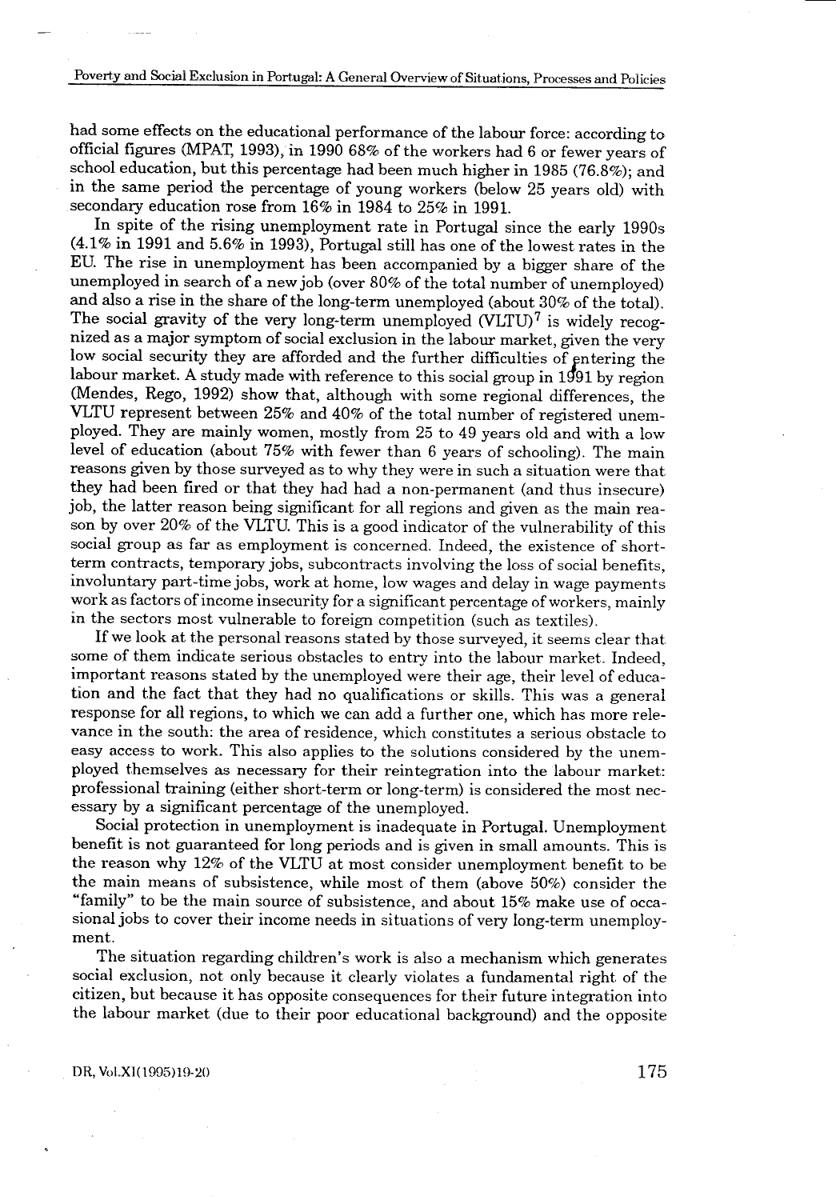had some effects on the educational performance of the labour force: according to official figures (MPAT, 1993), in 1990 68% of the workers had 6 or fewer years of school education, but this percentage had been much higher in 1985 (76.8%); and in the same period the percentage of young workers (below 25 years old) with secondary education rose from 16% in 1984 to 25% in 1991.

In spite of the rising unemployment rate in Portugal since the early 1990s (4.1% in 1991 and 5.6% in 1993), Portugal still has one of the lowest rates in the EU. The rise in unemployment has been accompanied by a bigger share of the unemployed in search of a new job (over 80% of the total number of unemployed) and also a rise in the share of the long-term unemployed (about 30% of the total). The social gravity of the very long-term unemployed (VLTU)[7] is widely recognized as a major symptom of social exclusion in the labour market, given the very low social security they are afforded and the further difficulties of entering the labour market. A study made with reference to this social group in 1991 by region (Mendes, Rego, 1992) show that, although with some regional differences, the VLTU represent between 25% and 40% of the total number of registered unemployed. They are mainly women, mostly from 25 to 49 years old and with a low level of education (about 75% with fewer than 6 years of schooling). The main reasons given by those surveyed as to why they were in such a situation were that they had been fired or that they had had a non-permanent (and thus insecure) job, the latter reason being significant for all regions and given as the main reason by over 20% of the VLTU. This is a good indicator of the vulnerability of this social group as far as employment is concerned. Indeed, the existence of short-term contracts, temporary jobs, subcontracts involving the loss of social benefits, involuntary part-time jobs, work at home, low wages and delay in wage payments work as factors of income insecurity for a significant percentage of workers, mainly in the sectors most vulnerable to foreign competition (such as textiles).

If we look at the personal reasons stated by those surveyed, it seems clear that some of them indicate serious obstacles to entry into the labour market. Indeed, important reasons stated by the unemployed were their age, their level of education and the fact that they had no qualifications or skills. This was a general response for all regions, to which we can add a further one, which has more relevance in the south: the area of residence, which constitutes a serious obstacle to easy access to work. This also applies to the solutions considered by the unemployed themselves as necessary for their reintegration into the labour market: professional training (either short-term or long-term) is considered the most necessary by a significant percentage of the unemployed.

Social protection in unemployment is inadequate in Portugal. Unemployment benefit is not guaranteed for long periods and is given in small amounts. This is the reason why 12% of the VLTU at most consider unemployment benefit to be the main means of subsistence, while most of them (above 50%) consider the "family" to be the main source of subsistence, and about 15% make use of occasional jobs to cover their income needs in situations of very long-term unemployment.

The situation regarding children's work is also a mechanism which generates social exclusion, not only because it clearly violates a fundamental right of the citizen, but because it has opposite consequences for their future integration into the labour market (due to their poor educational background) and the opposite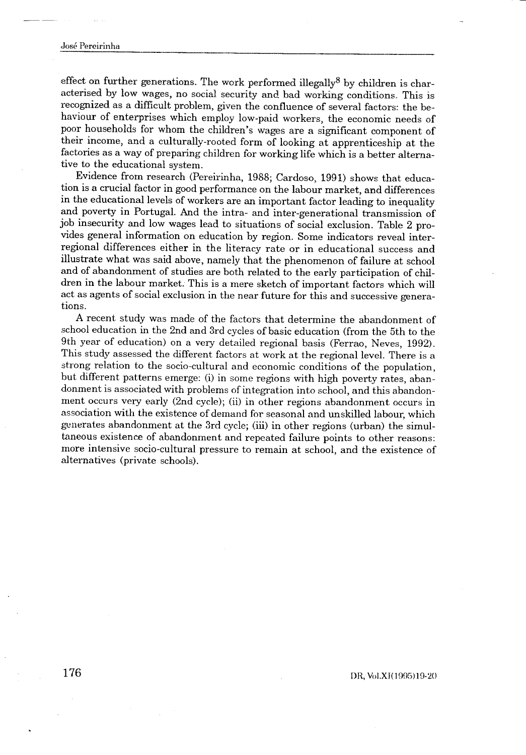effect on further generations. The work performed illegally[8] by children is characterised by low wages, no social security and bad working conditions. This is recognized as a difficult problem, given the confluence of several factors: the behaviour of enterprises which employ low-paid workers, the economic needs of poor households for whom the children's wages are a significant component of their income, and a culturally-rooted form of looking at apprenticeship at the factories as a way of preparing children for working life which is a better alternative to the educational system.

Evidence from research (Pereirinha, 1988; Cardoso, 1991) shows that education is a crucial factor in good performance on the labour market, and differences in the educational levels of workers are an important factor leading to inequality and poverty in Portugal. And the intra- and inter-generational transmission of job insecurity and low wages lead to situations of social exclusion. Table 2 provides general information on education by region. Some indicators reveal inter-regional differences either in the literacy rate or in educational success and illustrate what was said above, namely that the phenomenon of failure at school and of abandonment of studies are both related to the early participation of children in the labour market. This is a mere sketch of important factors which will act as agents of social exclusion in the near future for this and successive generations.

A recent study was made of the factors that determine the abandonment of school education in the 2nd and 3rd cycles of basic education (from the 5th to the 9th year of education) on a very detailed regional basis (Ferrao, Neves, 1992). This study assessed the different factors at work at the regional level. There is a strong relation to the socio-cultural and economic conditions of the population, but different patterns emerge: (i) in some regions with high poverty rates, abandonment is associated with problems of integration into school, and this abandonment occurs very early (2nd cycle); (ii) in other regions abandonment occurs in association with the existence of demand for seasonal and unskilled labour, which generates abandonment at the 3rd cycle; (iii) in other regions (urban) the simultaneous existence of abandonment and repeated failure points to other reasons: more intensive socio-cultural pressure to remain at school, and the existence of alternatives (private schools).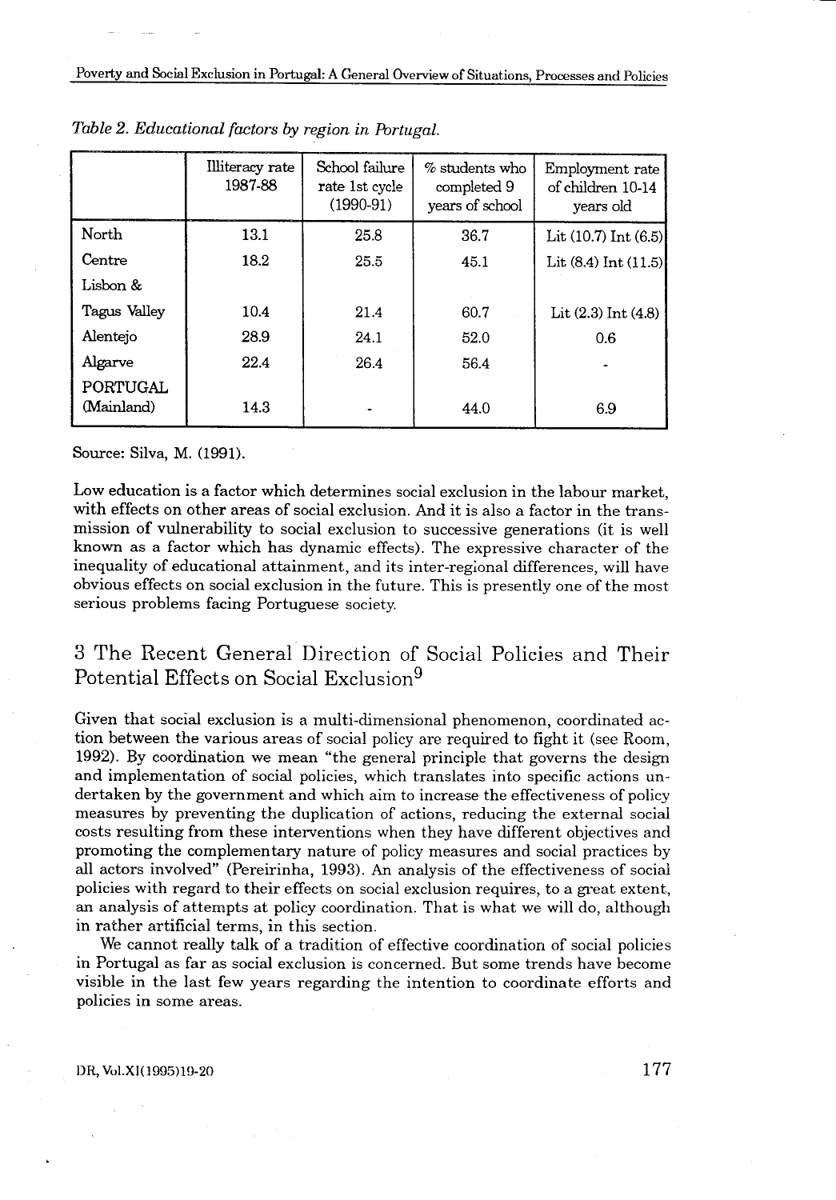*Table 2. Educational factors by region in Portugal.*

| | Illiteracy rate 1987-88 | School failure rate 1st cycle (1990-91) | % students who completed 9 years of school | Employment rate of children 10-14 years old |
|---|---|---|---|---|
| North | 13.1 | 25.8 | 36.7 | Lit (10.7) Int (6.5) |
| Centre | 18.2 | 25.5 | 45.1 | Lit (8.4) Int (11.5) |
| Lisbon & Tagus Valley | 10.4 | 21.4 | 60.7 | Lit (2.3) Int (4.8) |
| Alentejo | 28.9 | 24.1 | 52.0 | 0.6 |
| Algarve | 22.4 | 26.4 | 56.4 | - |
| PORTUGAL (Mainland) | 14.3 | - | 44.0 | 6.9 |

Source: Silva, M. (1991).

Low education is a factor which determines social exclusion in the labour market, with effects on other areas of social exclusion. And it is also a factor in the transmission of vulnerability to social exclusion to successive generations (it is well known as a factor which has dynamic effects). The expressive character of the inequality of educational attainment, and its inter-regional differences, will have obvious effects on social exclusion in the future. This is presently one of the most serious problems facing Portuguese society.

## 3 The Recent General Direction of Social Policies and Their Potential Effects on Social Exclusion[9]

Given that social exclusion is a multi-dimensional phenomenon, coordinated action between the various areas of social policy are required to fight it (see Room, 1992). By coordination we mean "the general principle that governs the design and implementation of social policies, which translates into specific actions undertaken by the government and which aim to increase the effectiveness of policy measures by preventing the duplication of actions, reducing the external social costs resulting from these interventions when they have different objectives and promoting the complementary nature of policy measures and social practices by all actors involved" (Pereirinha, 1993). An analysis of the effectiveness of social policies with regard to their effects on social exclusion requires, to a great extent, an analysis of attempts at policy coordination. That is what we will do, although in rather artificial terms, in this section.

We cannot really talk of a tradition of effective coordination of social policies in Portugal as far as social exclusion is concerned. But some trends have become visible in the last few years regarding the intention to coordinate efforts and policies in some areas.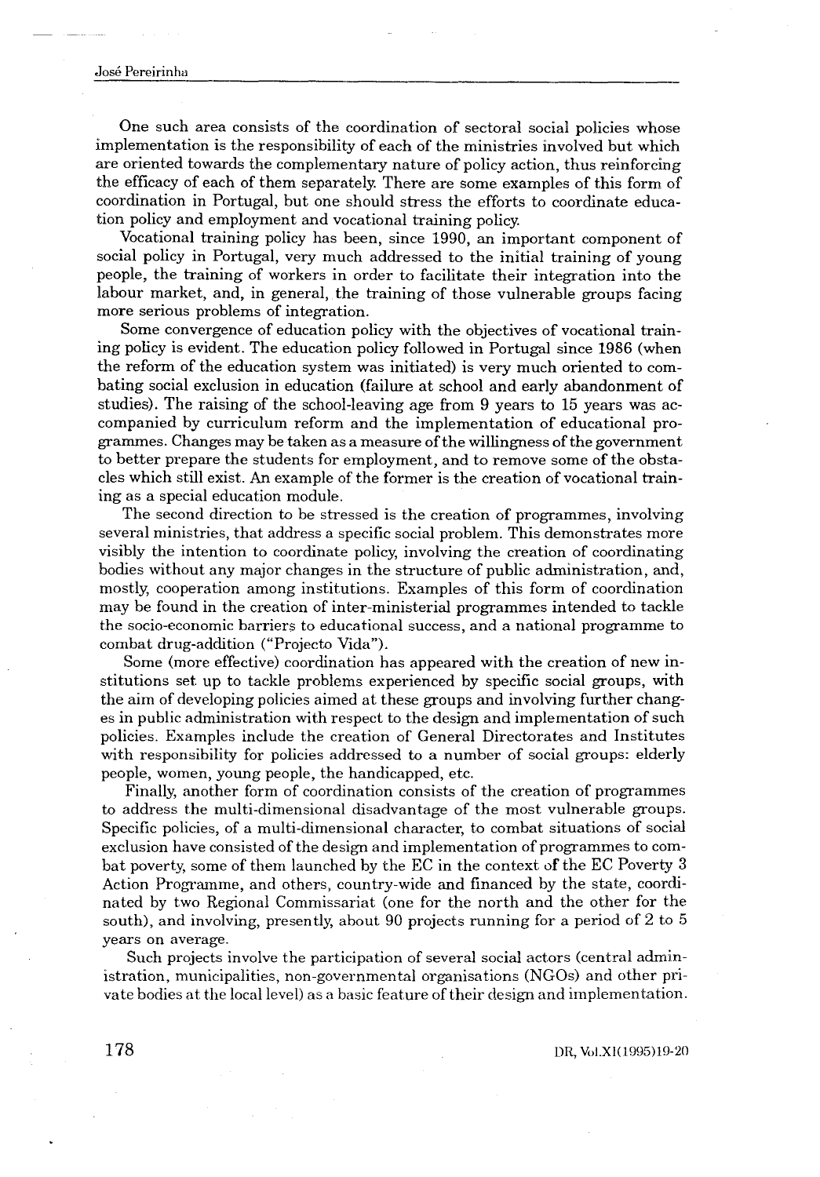One such area consists of the coordination of sectoral social policies whose implementation is the responsibility of each of the ministries involved but which are oriented towards the complementary nature of policy action, thus reinforcing the efficacy of each of them separately. There are some examples of this form of coordination in Portugal, but one should stress the efforts to coordinate education policy and employment and vocational training policy.

Vocational training policy has been, since 1990, an important component of social policy in Portugal, very much addressed to the initial training of young people, the training of workers in order to facilitate their integration into the labour market, and, in general, the training of those vulnerable groups facing more serious problems of integration.

Some convergence of education policy with the objectives of vocational training policy is evident. The education policy followed in Portugal since 1986 (when the reform of the education system was initiated) is very much oriented to combating social exclusion in education (failure at school and early abandonment of studies). The raising of the school-leaving age from 9 years to 15 years was accompanied by curriculum reform and the implementation of educational programmes. Changes may be taken as a measure of the willingness of the government to better prepare the students for employment, and to remove some of the obstacles which still exist. An example of the former is the creation of vocational training as a special education module.

The second direction to be stressed is the creation of programmes, involving several ministries, that address a specific social problem. This demonstrates more visibly the intention to coordinate policy, involving the creation of coordinating bodies without any major changes in the structure of public administration, and, mostly, cooperation among institutions. Examples of this form of coordination may be found in the creation of inter-ministerial programmes intended to tackle the socio-economic barriers to educational success, and a national programme to combat drug-addition ("Projecto Vida").

Some (more effective) coordination has appeared with the creation of new institutions set up to tackle problems experienced by specific social groups, with the aim of developing policies aimed at these groups and involving further changes in public administration with respect to the design and implementation of such policies. Examples include the creation of General Directorates and Institutes with responsibility for policies addressed to a number of social groups: elderly people, women, young people, the handicapped, etc.

Finally, another form of coordination consists of the creation of programmes to address the multi-dimensional disadvantage of the most vulnerable groups. Specific policies, of a multi-dimensional character, to combat situations of social exclusion have consisted of the design and implementation of programmes to combat poverty, some of them launched by the EC in the context of the EC Poverty 3 Action Programme, and others, country-wide and financed by the state, coordinated by two Regional Commissariat (one for the north and the other for the south), and involving, presently, about 90 projects running for a period of 2 to 5 years on average.

Such projects involve the participation of several social actors (central administration, municipalities, non-governmental organisations (NGOs) and other private bodies at the local level) as a basic feature of their design and implementation.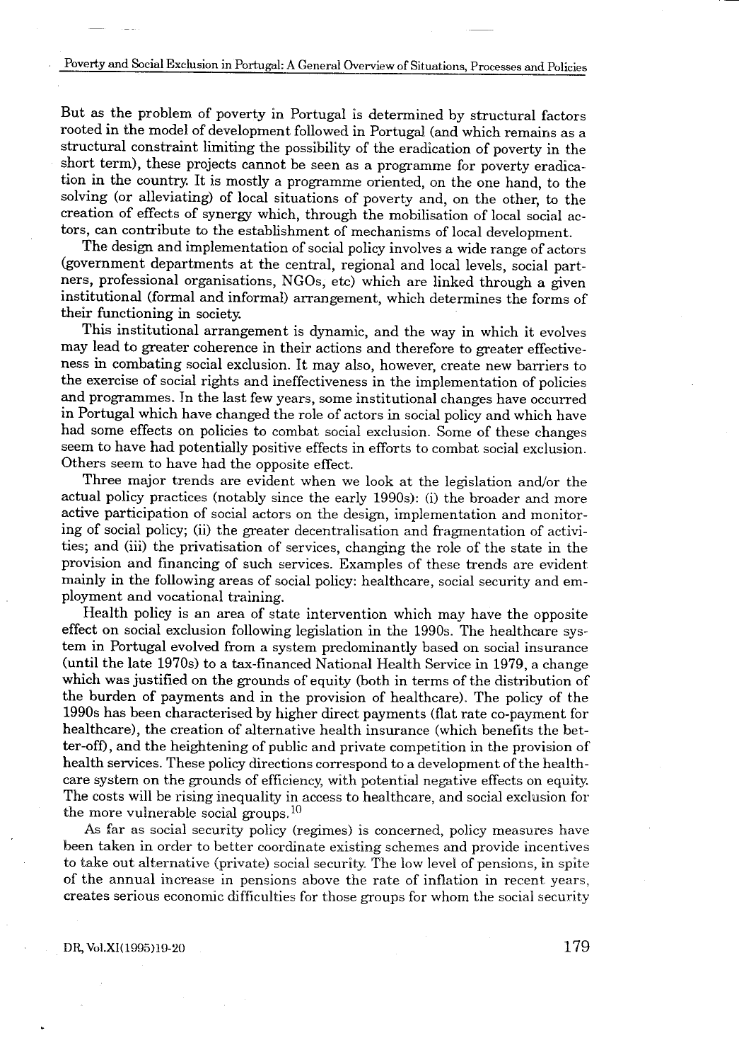But as the problem of poverty in Portugal is determined by structural factors rooted in the model of development followed in Portugal (and which remains as a structural constraint limiting the possibility of the eradication of poverty in the short term), these projects cannot be seen as a programme for poverty eradication in the country. It is mostly a programme oriented, on the one hand, to the solving (or alleviating) of local situations of poverty and, on the other, to the creation of effects of synergy which, through the mobilisation of local social actors, can contribute to the establishment of mechanisms of local development.

The design and implementation of social policy involves a wide range of actors (government departments at the central, regional and local levels, social partners, professional organisations, NGOs, etc) which are linked through a given institutional (formal and informal) arrangement, which determines the forms of their functioning in society.

This institutional arrangement is dynamic, and the way in which it evolves may lead to greater coherence in their actions and therefore to greater effectiveness in combating social exclusion. It may also, however, create new barriers to the exercise of social rights and ineffectiveness in the implementation of policies and programmes. In the last few years, some institutional changes have occurred in Portugal which have changed the role of actors in social policy and which have had some effects on policies to combat social exclusion. Some of these changes seem to have had potentially positive effects in efforts to combat social exclusion. Others seem to have had the opposite effect.

Three major trends are evident when we look at the legislation and/or the actual policy practices (notably since the early 1990s): (i) the broader and more active participation of social actors on the design, implementation and monitoring of social policy; (ii) the greater decentralisation and fragmentation of activities; and (iii) the privatisation of services, changing the role of the state in the provision and financing of such services. Examples of these trends are evident mainly in the following areas of social policy: healthcare, social security and employment and vocational training.

Health policy is an area of state intervention which may have the opposite effect on social exclusion following legislation in the 1990s. The healthcare system in Portugal evolved from a system predominantly based on social insurance (until the late 1970s) to a tax-financed National Health Service in 1979, a change which was justified on the grounds of equity (both in terms of the distribution of the burden of payments and in the provision of healthcare). The policy of the 1990s has been characterised by higher direct payments (flat rate co-payment for healthcare), the creation of alternative health insurance (which benefits the better-off), and the heightening of public and private competition in the provision of health services. These policy directions correspond to a development of the healthcare system on the grounds of efficiency, with potential negative effects on equity. The costs will be rising inequality in access to healthcare, and social exclusion for the more vulnerable social groups.[10]

As far as social security policy (regimes) is concerned, policy measures have been taken in order to better coordinate existing schemes and provide incentives to take out alternative (private) social security. The low level of pensions, in spite of the annual increase in pensions above the rate of inflation in recent years, creates serious economic difficulties for those groups for whom the social security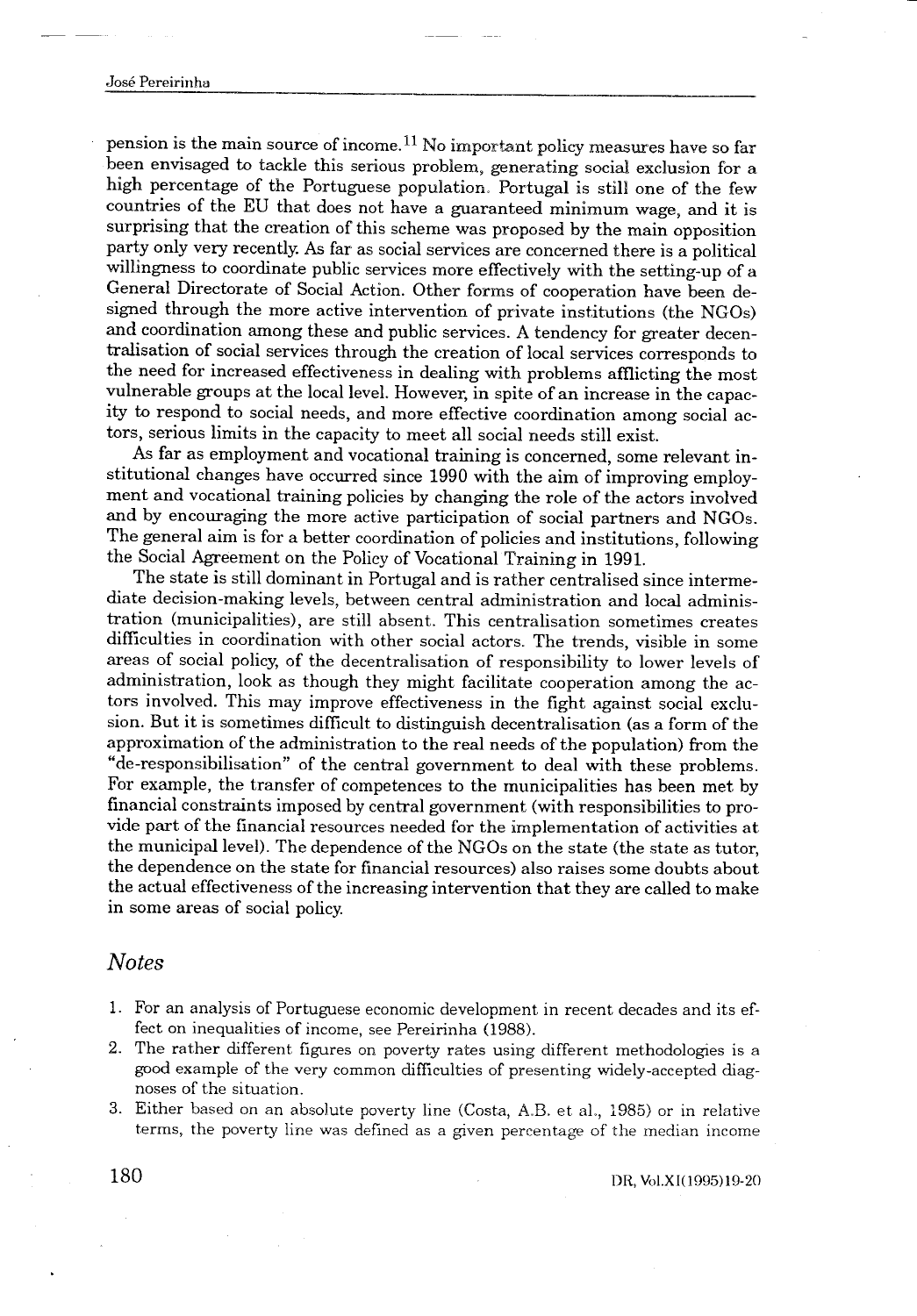pension is the main source of income.[11] No important policy measures have so far been envisaged to tackle this serious problem, generating social exclusion for a high percentage of the Portuguese population. Portugal is still one of the few countries of the EU that does not have a guaranteed minimum wage, and it is surprising that the creation of this scheme was proposed by the main opposition party only very recently. As far as social services are concerned there is a political willingness to coordinate public services more effectively with the setting-up of a General Directorate of Social Action. Other forms of cooperation have been designed through the more active intervention of private institutions (the NGOs) and coordination among these and public services. A tendency for greater decentralisation of social services through the creation of local services corresponds to the need for increased effectiveness in dealing with problems afflicting the most vulnerable groups at the local level. However, in spite of an increase in the capacity to respond to social needs, and more effective coordination among social actors, serious limits in the capacity to meet all social needs still exist.

As far as employment and vocational training is concerned, some relevant institutional changes have occurred since 1990 with the aim of improving employment and vocational training policies by changing the role of the actors involved and by encouraging the more active participation of social partners and NGOs. The general aim is for a better coordination of policies and institutions, following the Social Agreement on the Policy of Vocational Training in 1991.

The state is still dominant in Portugal and is rather centralised since intermediate decision-making levels, between central administration and local administration (municipalities), are still absent. This centralisation sometimes creates difficulties in coordination with other social actors. The trends, visible in some areas of social policy, of the decentralisation of responsibility to lower levels of administration, look as though they might facilitate cooperation among the actors involved. This may improve effectiveness in the fight against social exclusion. But it is sometimes difficult to distinguish decentralisation (as a form of the approximation of the administration to the real needs of the population) from the "de-responsibilisation" of the central government to deal with these problems. For example, the transfer of competences to the municipalities has been met by financial constraints imposed by central government (with responsibilities to provide part of the financial resources needed for the implementation of activities at the municipal level). The dependence of the NGOs on the state (the state as tutor, the dependence on the state for financial resources) also raises some doubts about the actual effectiveness of the increasing intervention that they are called to make in some areas of social policy.

## *Notes*

1. For an analysis of Portuguese economic development in recent decades and its effect on inequalities of income, see Pereirinha (1988).
2. The rather different figures on poverty rates using different methodologies is a good example of the very common difficulties of presenting widely-accepted diagnoses of the situation.
3. Either based on an absolute poverty line (Costa, A.B. et al., 1985) or in relative terms, the poverty line was defined as a given percentage of the median income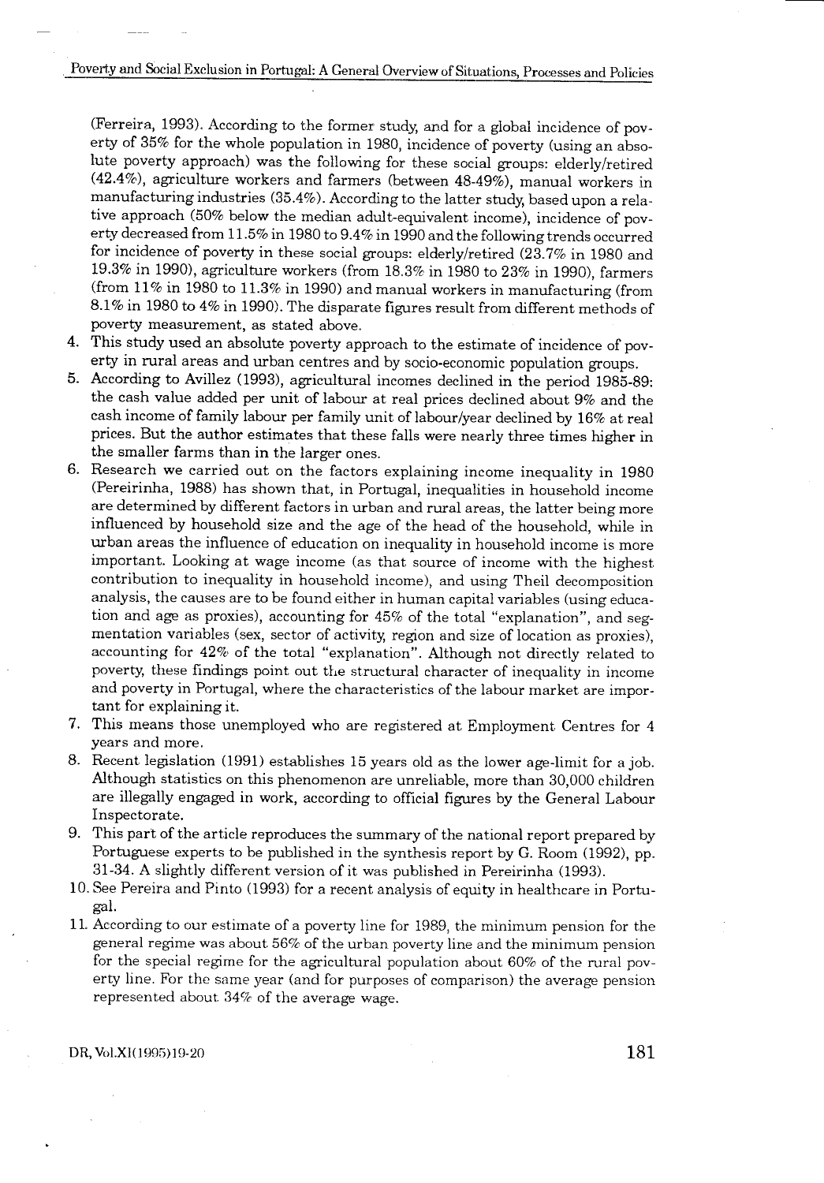(Ferreira, 1993). According to the former study, and for a global incidence of poverty of 35% for the whole population in 1980, incidence of poverty (using an absolute poverty approach) was the following for these social groups: elderly/retired (42.4%), agriculture workers and farmers (between 48-49%), manual workers in manufacturing industries (35.4%). According to the latter study, based upon a relative approach (50% below the median adult-equivalent income), incidence of poverty decreased from 11.5% in 1980 to 9.4% in 1990 and the following trends occurred for incidence of poverty in these social groups: elderly/retired (23.7% in 1980 and 19.3% in 1990), agriculture workers (from 18.3% in 1980 to 23% in 1990), farmers (from 11% in 1980 to 11.3% in 1990) and manual workers in manufacturing (from 8.1% in 1980 to 4% in 1990). The disparate figures result from different methods of poverty measurement, as stated above.

4. This study used an absolute poverty approach to the estimate of incidence of poverty in rural areas and urban centres and by socio-economic population groups.
5. According to Avillez (1993), agricultural incomes declined in the period 1985-89: the cash value added per unit of labour at real prices declined about 9% and the cash income of family labour per family unit of labour/year declined by 16% at real prices. But the author estimates that these falls were nearly three times higher in the smaller farms than in the larger ones.
6. Research we carried out on the factors explaining income inequality in 1980 (Pereirinha, 1988) has shown that, in Portugal, inequalities in household income are determined by different factors in urban and rural areas, the latter being more influenced by household size and the age of the head of the household, while in urban areas the influence of education on inequality in household income is more important. Looking at wage income (as that source of income with the highest contribution to inequality in household income), and using Theil decomposition analysis, the causes are to be found either in human capital variables (using education and age as proxies), accounting for 45% of the total "explanation", and segmentation variables (sex, sector of activity, region and size of location as proxies), accounting for 42% of the total "explanation". Although not directly related to poverty, these findings point out the structural character of inequality in income and poverty in Portugal, where the characteristics of the labour market are important for explaining it.
7. This means those unemployed who are registered at Employment Centres for 4 years and more.
8. Recent legislation (1991) establishes 15 years old as the lower age-limit for a job. Although statistics on this phenomenon are unreliable, more than 30,000 children are illegally engaged in work, according to official figures by the General Labour Inspectorate.
9. This part of the article reproduces the summary of the national report prepared by Portuguese experts to be published in the synthesis report by G. Room (1992), pp. 31-34. A slightly different version of it was published in Pereirinha (1993).
10. See Pereira and Pinto (1993) for a recent analysis of equity in healthcare in Portugal.
11. According to our estimate of a poverty line for 1989, the minimum pension for the general regime was about 56% of the urban poverty line and the minimum pension for the special regime for the agricultural population about 60% of the rural poverty line. For the same year (and for purposes of comparison) the average pension represented about 34% of the average wage.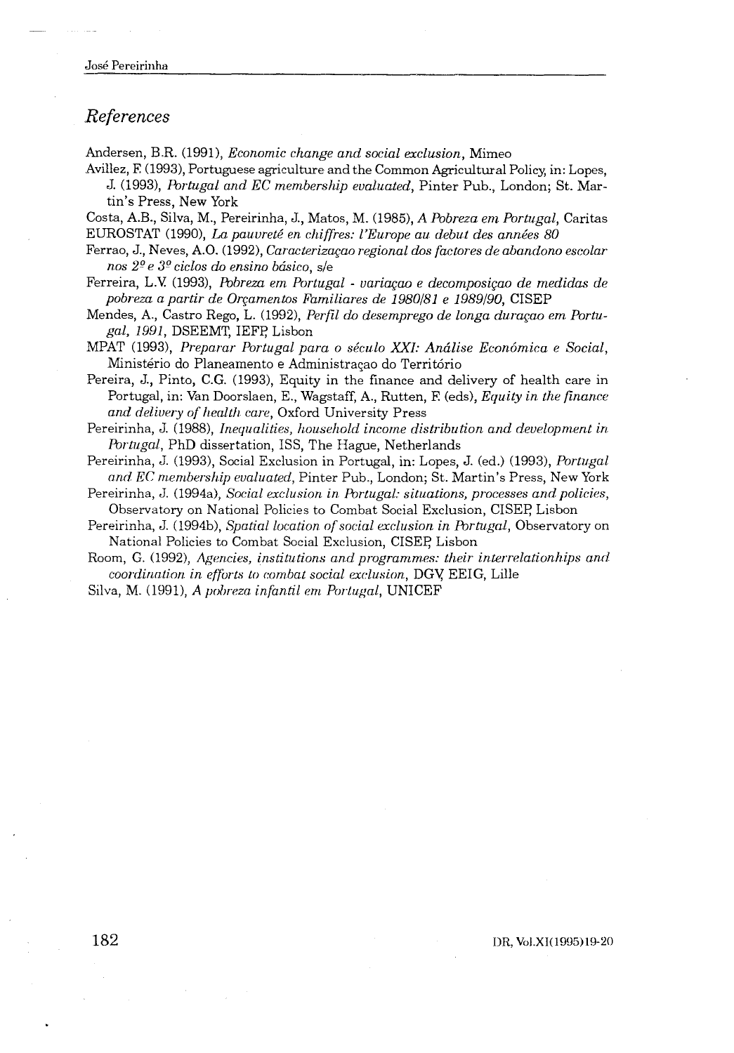## *References*

Andersen, B.R. (1991), *Economic change and social exclusion*, Mimeo

Avillez, F. (1993), Portuguese agriculture and the Common Agricultural Policy, in: Lopes, J. (1993), *Portugal and EC membership evaluated*, Pinter Pub., London; St. Martin's Press, New York

Costa, A.B., Silva, M., Pereirinha, J., Matos, M. (1985), *A Pobreza em Portugal*, Caritas

EUROSTAT (1990), *La pauvreté en chiffres: l'Europe au debut des années 80*

Ferrao, J., Neves, A.O. (1992), *Caracterizaçao regional dos factores de abandono escolar nos 2º e 3º ciclos do ensino básico*, s/e

Ferreira, L.V. (1993), *Pobreza em Portugal - variaçao e decomposiçao de medidas de pobreza a partir de Orçamentos Familiares de 1980/81 e 1989/90*, CISEP

Mendes, A., Castro Rego, L. (1992), *Perfil do desemprego de longa duraçao em Portugal, 1991*, DSEEMT, IEFP, Lisbon

MPAT (1993), *Preparar Portugal para o século XXI: Análise Económica e Social*, Ministério do Planeamento e Administraçao do Território

Pereira, J., Pinto, C.G. (1993), Equity in the finance and delivery of health care in Portugal, in: Van Doorslaen, E., Wagstaff, A., Rutten, F. (eds), *Equity in the finance and delivery of health care*, Oxford University Press

Pereirinha, J. (1988), *Inequalities, household income distribution and development in Portugal*, PhD dissertation, ISS, The Hague, Netherlands

Pereirinha, J. (1993), Social Exclusion in Portugal, in: Lopes, J. (ed.) (1993), *Portugal and EC membership evaluated*, Pinter Pub., London; St. Martin's Press, New York

Pereirinha, J. (1994a), *Social exclusion in Portugal: situations, processes and policies*, Observatory on National Policies to Combat Social Exclusion, CISEP, Lisbon

Pereirinha, J. (1994b), *Spatial location of social exclusion in Portugal*, Observatory on National Policies to Combat Social Exclusion, CISEP, Lisbon

Room, G. (1992), *Agencies, institutions and programmes: their interrelationhips and coordination in efforts to combat social exclusion*, DGV, EEIG, Lille

Silva, M. (1991), *A pobreza infantil em Portugal*, UNICEF